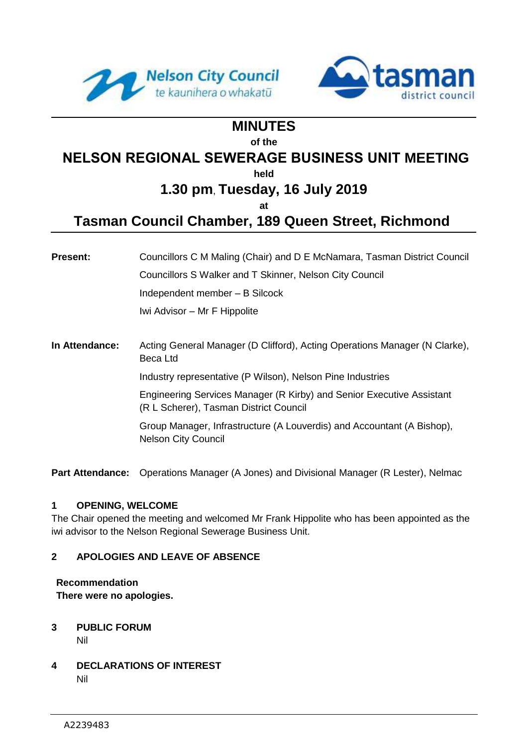# MINUTES

of the

# NELSON REGIONAL SEWERAGE BUSINESS UNIT MEETING

held

## 1.30 pm, Tuesday, 16 July 2019

at

## Tasman Council Chamber, 189 Queen Street, Richmond

**Present:** Councillors C M Maling (Chair) and D E McNamara, Tasman District Council

Councillors S Walker and T Skinner, Nelson City Council

Independent member – B Silcock

Iwi Advisor – Mr F Hippolite

**In Attendance:** Acting General Manager (D Clifford), Acting Operations Manager (N Clarke), Beca Ltd

Industry representative (P Wilson), Nelson Pine Industries

Engineering Services Manager (R Kirby) and Senior Executive Assistant (R L Scherer), Tasman District Council

Group Manager, Infrastructure (A Louverdis) and Accountant (A Bishop), Nelson City Council

**Part Attendance:** Operations Manager (A Jones) and Divisional Manager (R Lester), Nelmac

### 1 OPENING, WELCOME

The Chair opened the meeting and welcomed Mr Frank Hippolite who has been appointed as the iwi advisor to the Nelson Regional Sewerage Business Unit.

### 2 APOLOGIES AND LEAVE OF ABSENCE

**Recommendation**
**There were no apologies.**

### 3 PUBLIC FORUM

Nil

### 4 DECLARATIONS OF INTEREST

Nil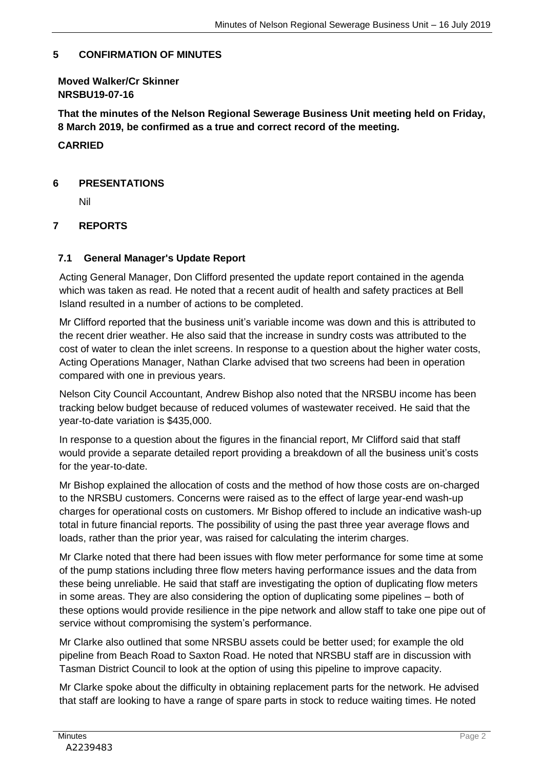## 5 CONFIRMATION OF MINUTES

**Moved Walker/Cr Skinner**
**NRSBU19-07-16**

**That the minutes of the Nelson Regional Sewerage Business Unit meeting held on Friday, 8 March 2019, be confirmed as a true and correct record of the meeting.**

**CARRIED**

## 6 PRESENTATIONS

Nil

## 7 REPORTS

### 7.1 General Manager's Update Report

Acting General Manager, Don Clifford presented the update report contained in the agenda which was taken as read. He noted that a recent audit of health and safety practices at Bell Island resulted in a number of actions to be completed.

Mr Clifford reported that the business unit's variable income was down and this is attributed to the recent drier weather. He also said that the increase in sundry costs was attributed to the cost of water to clean the inlet screens. In response to a question about the higher water costs, Acting Operations Manager, Nathan Clarke advised that two screens had been in operation compared with one in previous years.

Nelson City Council Accountant, Andrew Bishop also noted that the NRSBU income has been tracking below budget because of reduced volumes of wastewater received. He said that the year-to-date variation is $435,000.

In response to a question about the figures in the financial report, Mr Clifford said that staff would provide a separate detailed report providing a breakdown of all the business unit's costs for the year-to-date.

Mr Bishop explained the allocation of costs and the method of how those costs are on-charged to the NRSBU customers. Concerns were raised as to the effect of large year-end wash-up charges for operational costs on customers. Mr Bishop offered to include an indicative wash-up total in future financial reports. The possibility of using the past three year average flows and loads, rather than the prior year, was raised for calculating the interim charges.

Mr Clarke noted that there had been issues with flow meter performance for some time at some of the pump stations including three flow meters having performance issues and the data from these being unreliable. He said that staff are investigating the option of duplicating flow meters in some areas. They are also considering the option of duplicating some pipelines – both of these options would provide resilience in the pipe network and allow staff to take one pipe out of service without compromising the system's performance.

Mr Clarke also outlined that some NRSBU assets could be better used; for example the old pipeline from Beach Road to Saxton Road. He noted that NRSBU staff are in discussion with Tasman District Council to look at the option of using this pipeline to improve capacity.

Mr Clarke spoke about the difficulty in obtaining replacement parts for the network. He advised that staff are looking to have a range of spare parts in stock to reduce waiting times. He noted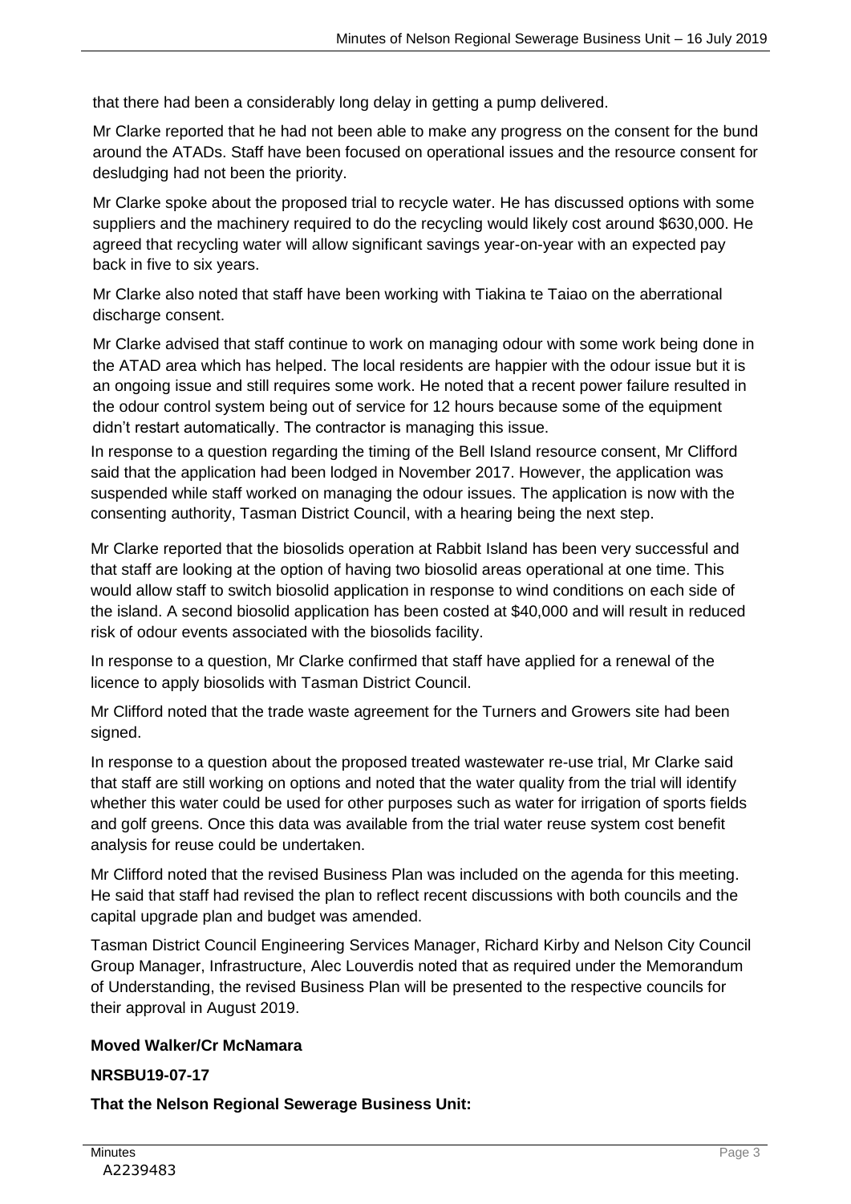that there had been a considerably long delay in getting a pump delivered.

Mr Clarke reported that he had not been able to make any progress on the consent for the bund around the ATADs. Staff have been focused on operational issues and the resource consent for desludging had not been the priority.

Mr Clarke spoke about the proposed trial to recycle water. He has discussed options with some suppliers and the machinery required to do the recycling would likely cost around $630,000. He agreed that recycling water will allow significant savings year-on-year with an expected pay back in five to six years.

Mr Clarke also noted that staff have been working with Tiakina te Taiao on the aberrational discharge consent.

Mr Clarke advised that staff continue to work on managing odour with some work being done in the ATAD area which has helped. The local residents are happier with the odour issue but it is an ongoing issue and still requires some work. He noted that a recent power failure resulted in the odour control system being out of service for 12 hours because some of the equipment didn't restart automatically. The contractor is managing this issue.

In response to a question regarding the timing of the Bell Island resource consent, Mr Clifford said that the application had been lodged in November 2017. However, the application was suspended while staff worked on managing the odour issues. The application is now with the consenting authority, Tasman District Council, with a hearing being the next step.

Mr Clarke reported that the biosolids operation at Rabbit Island has been very successful and that staff are looking at the option of having two biosolid areas operational at one time. This would allow staff to switch biosolid application in response to wind conditions on each side of the island. A second biosolid application has been costed at $40,000 and will result in reduced risk of odour events associated with the biosolids facility.

In response to a question, Mr Clarke confirmed that staff have applied for a renewal of the licence to apply biosolids with Tasman District Council.

Mr Clifford noted that the trade waste agreement for the Turners and Growers site had been signed.

In response to a question about the proposed treated wastewater re-use trial, Mr Clarke said that staff are still working on options and noted that the water quality from the trial will identify whether this water could be used for other purposes such as water for irrigation of sports fields and golf greens. Once this data was available from the trial water reuse system cost benefit analysis for reuse could be undertaken.

Mr Clifford noted that the revised Business Plan was included on the agenda for this meeting. He said that staff had revised the plan to reflect recent discussions with both councils and the capital upgrade plan and budget was amended.

Tasman District Council Engineering Services Manager, Richard Kirby and Nelson City Council Group Manager, Infrastructure, Alec Louverdis noted that as required under the Memorandum of Understanding, the revised Business Plan will be presented to the respective councils for their approval in August 2019.

**Moved Walker/Cr McNamara**

**NRSBU19-07-17**

**That the Nelson Regional Sewerage Business Unit:**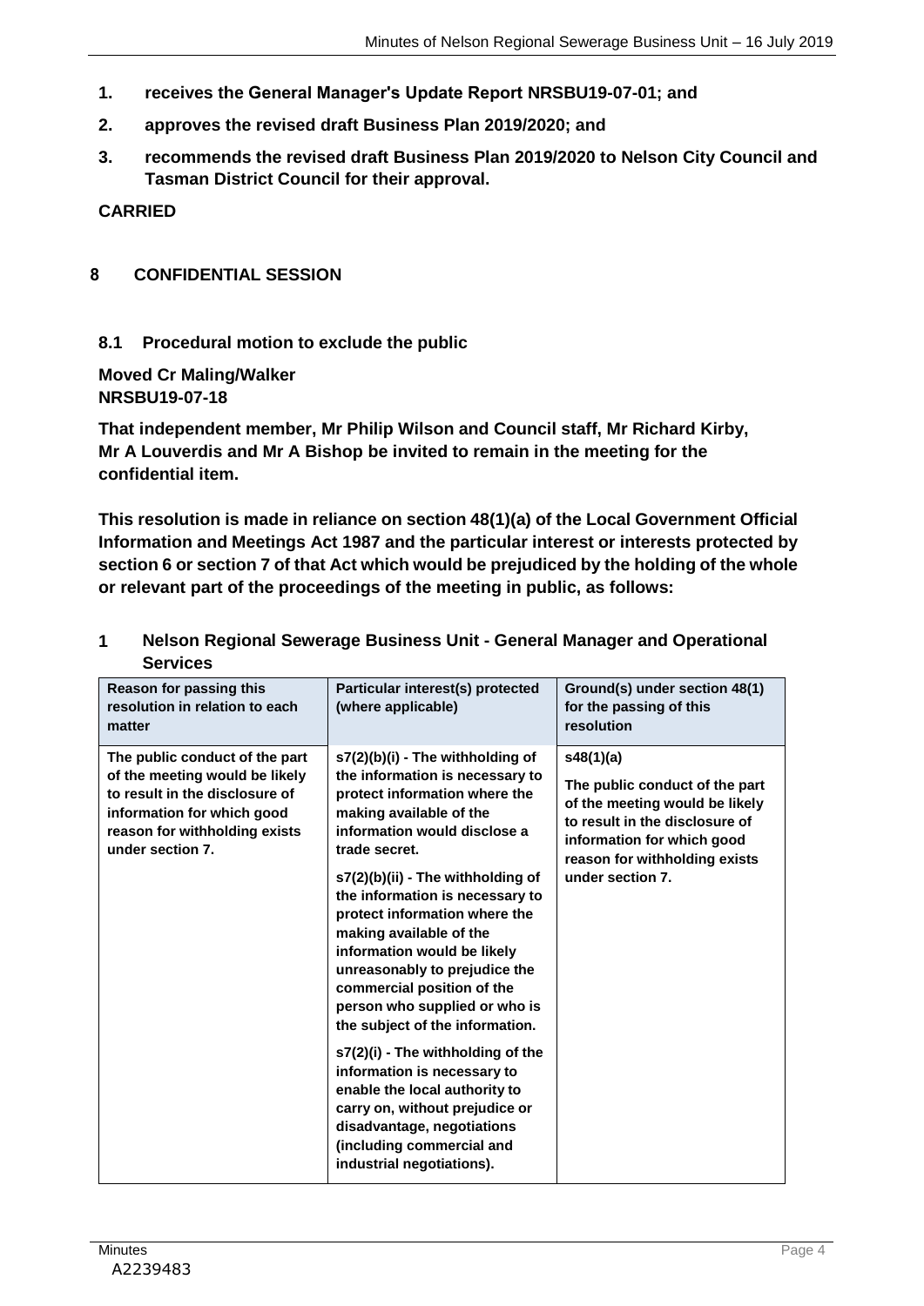1. **receives the General Manager's Update Report NRSBU19-07-01; and**
2. **approves the revised draft Business Plan 2019/2020; and**
3. **recommends the revised draft Business Plan 2019/2020 to Nelson City Council and Tasman District Council for their approval.**

**CARRIED**

## 8 CONFIDENTIAL SESSION

### 8.1 Procedural motion to exclude the public

**Moved Cr Maling/Walker**
**NRSBU19-07-18**

**That independent member, Mr Philip Wilson and Council staff, Mr Richard Kirby, Mr A Louverdis and Mr A Bishop be invited to remain in the meeting for the confidential item.**

**This resolution is made in reliance on section 48(1)(a) of the Local Government Official Information and Meetings Act 1987 and the particular interest or interests protected by section 6 or section 7 of that Act which would be prejudiced by the holding of the whole or relevant part of the proceedings of the meeting in public, as follows:**

**1 Nelson Regional Sewerage Business Unit - General Manager and Operational Services**

| Reason for passing this resolution in relation to each matter | Particular interest(s) protected (where applicable) | Ground(s) under section 48(1) for the passing of this resolution |
|---|---|---|
| **The public conduct of the part of the meeting would be likely to result in the disclosure of information for which good reason for withholding exists under section 7.** | **s7(2)(b)(i) - The withholding of the information is necessary to protect information where the making available of the information would disclose a trade secret.**<br><br>**s7(2)(b)(ii) - The withholding of the information is necessary to protect information where the making available of the information would be likely unreasonably to prejudice the commercial position of the person who supplied or who is the subject of the information.**<br><br>**s7(2)(i) - The withholding of the information is necessary to enable the local authority to carry on, without prejudice or disadvantage, negotiations (including commercial and industrial negotiations).** | **s48(1)(a)**<br><br>**The public conduct of the part of the meeting would be likely to result in the disclosure of information for which good reason for withholding exists under section 7.** |

A2239483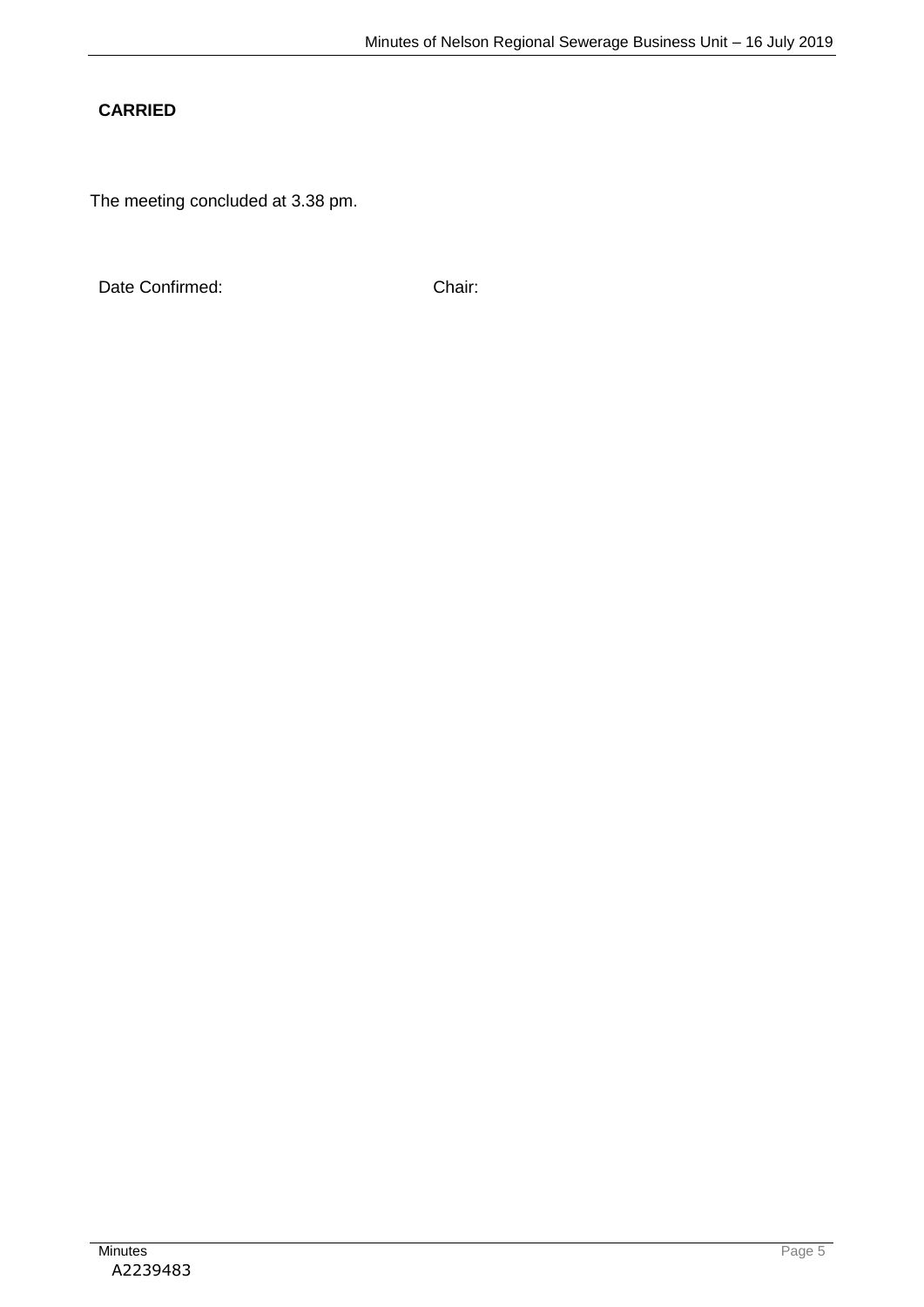**CARRIED**

The meeting concluded at 3.38 pm.

Date Confirmed: Chair: